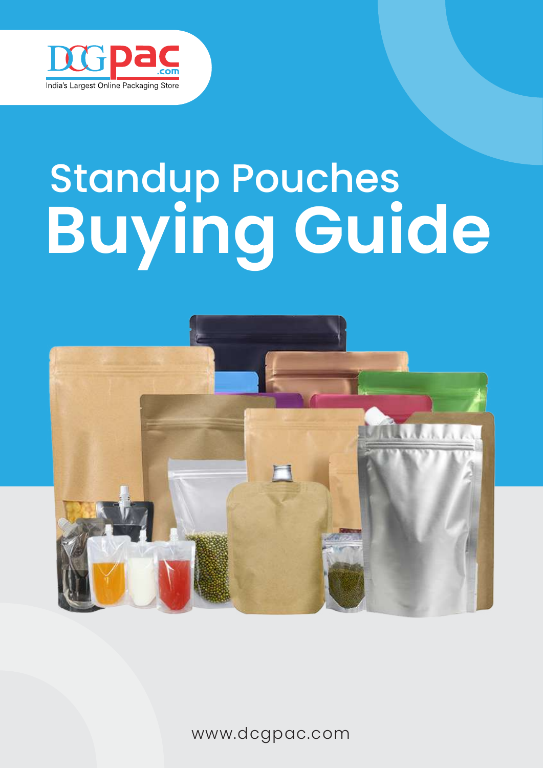DCGpac.com

India's Largest Online Packaging Store

# Standup Pouches Buying Guide

www.dcgpac.com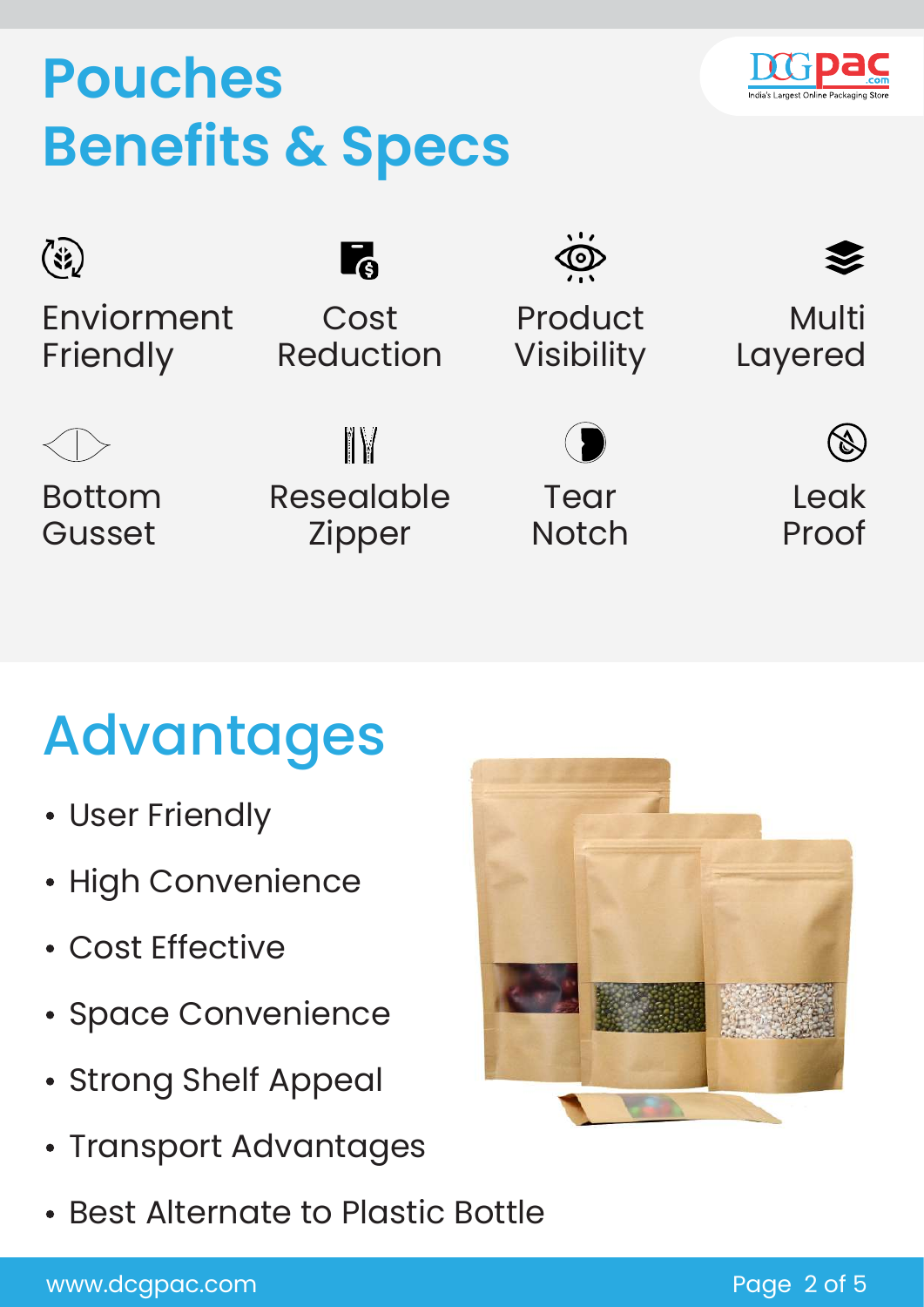# Pouches Benefits & Specs

- Enviorment Friendly
- Cost Reduction
- Product Visibility
- Multi Layered
- Bottom Gusset
- Resealable Zipper
- Tear Notch
- Leak Proof

## Advantages

- User Friendly
- High Convenience
- Cost Effective
- Space Convenience
- Strong Shelf Appeal
- Transport Advantages
- Best Alternate to Plastic Bottle

www.dcgpac.com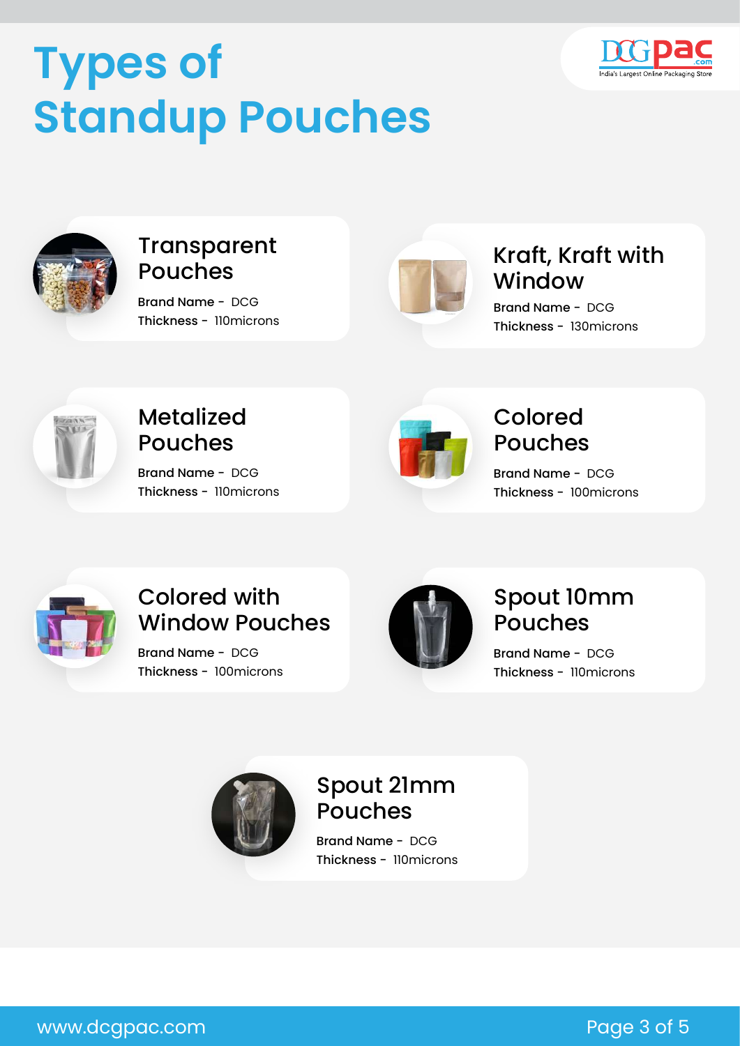# Types of Standup Pouches

### Transparent Pouches

**Brand Name -** DCG
**Thickness -** 110microns

### Kraft, Kraft with Window

**Brand Name -** DCG
**Thickness -** 130microns

### Metalized Pouches

**Brand Name -** DCG
**Thickness -** 110microns

### Colored Pouches

**Brand Name -** DCG
**Thickness -** 100microns

### Colored with Window Pouches

**Brand Name -** DCG
**Thickness -** 100microns

### Spout 10mm Pouches

**Brand Name -** DCG
**Thickness -** 110microns

### Spout 21mm Pouches

**Brand Name -** DCG
**Thickness -** 110microns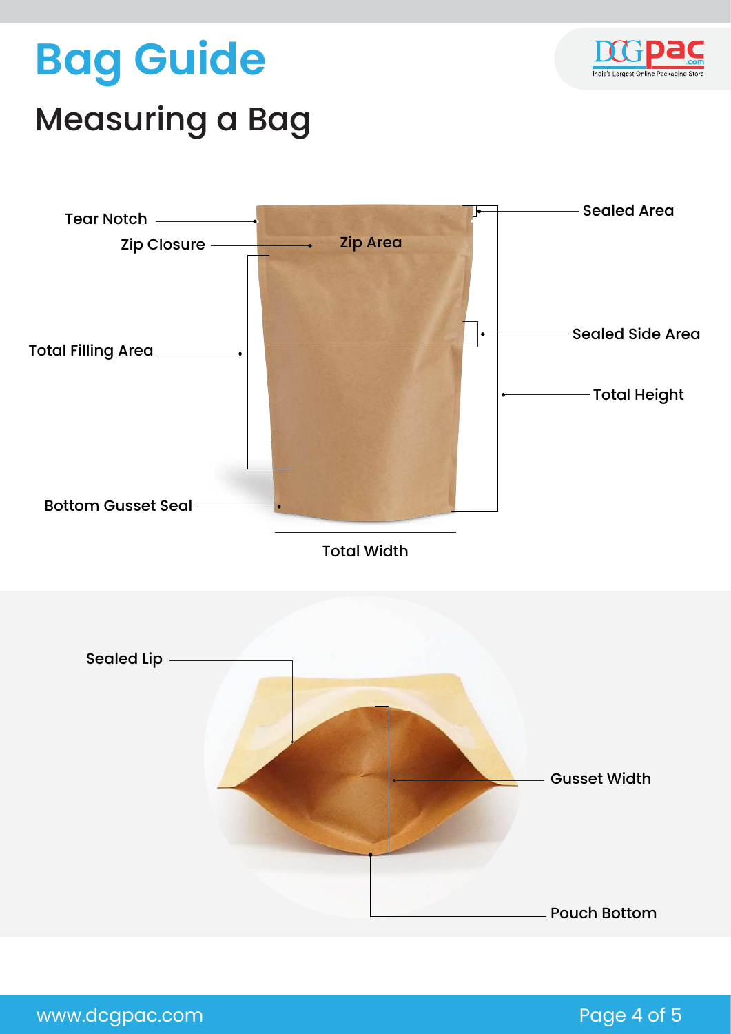# Bag Guide

## Measuring a Bag

Tear Notch

Zip Closure

Zip Area

Sealed Area

Total Filling Area

Sealed Side Area

Total Height

Bottom Gusset Seal

Total Width

Sealed Lip

Gusset Width

Pouch Bottom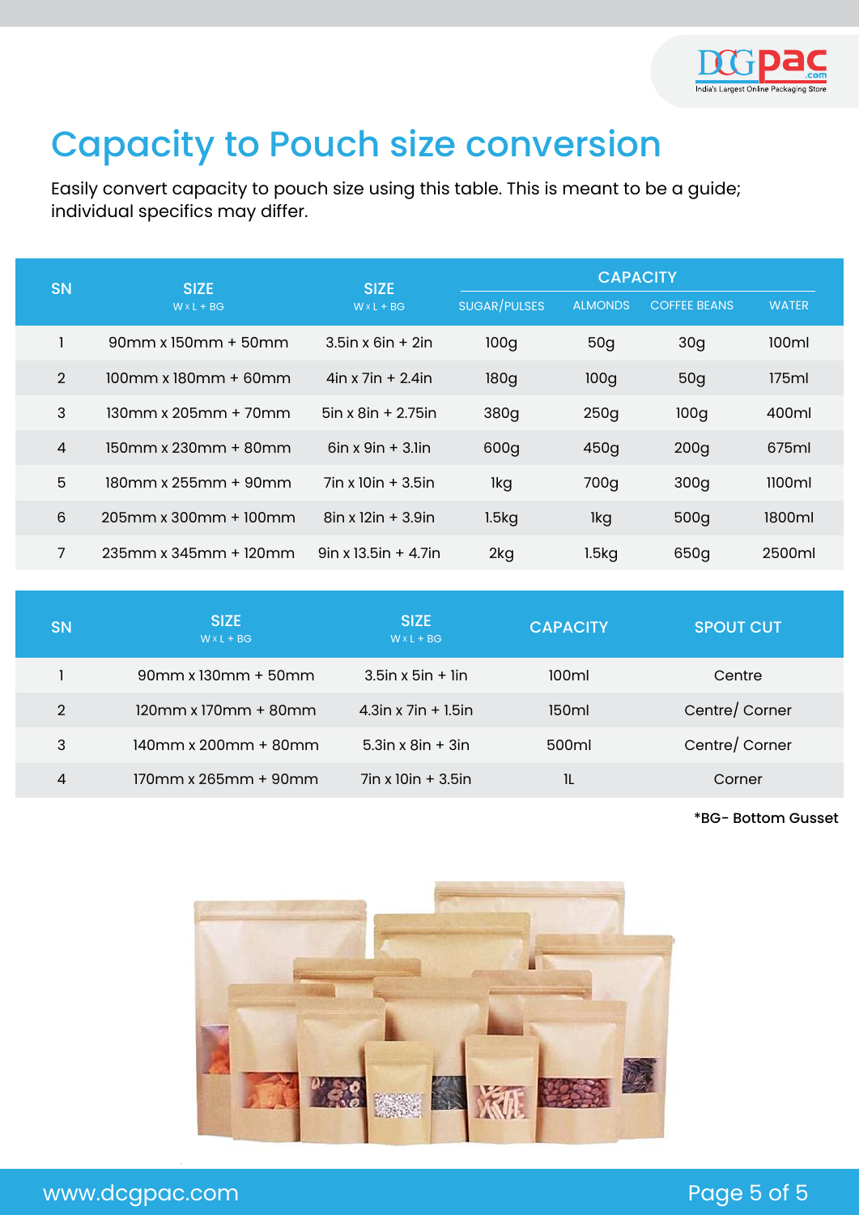# Capacity to Pouch size conversion

Easily convert capacity to pouch size using this table. This is meant to be a guide; individual specifics may differ.

| SN | SIZE W x L + BG | SIZE W x L + BG | CAPACITY | | | |
|---|---|---|---|---|---|---|
| | | | SUGAR/PULSES | ALMONDS | COFFEE BEANS | WATER |
| 1 | 90mm x 150mm + 50mm | 3.5in x 6in + 2in | 100g | 50g | 30g | 100ml |
| 2 | 100mm x 180mm + 60mm | 4in x 7in + 2.4in | 180g | 100g | 50g | 175ml |
| 3 | 130mm x 205mm + 70mm | 5in x 8in + 2.75in | 380g | 250g | 100g | 400ml |
| 4 | 150mm x 230mm + 80mm | 6in x 9in + 3.1in | 600g | 450g | 200g | 675ml |
| 5 | 180mm x 255mm + 90mm | 7in x 10in + 3.5in | 1kg | 700g | 300g | 1100ml |
| 6 | 205mm x 300mm + 100mm | 8in x 12in + 3.9in | 1.5kg | 1kg | 500g | 1800ml |
| 7 | 235mm x 345mm + 120mm | 9in x 13.5in + 4.7in | 2kg | 1.5kg | 650g | 2500ml |

| SN | SIZE W x L + BG | SIZE W x L + BG | CAPACITY | SPOUT CUT |
|---|---|---|---|---|
| 1 | 90mm x 130mm + 50mm | 3.5in x 5in + 1in | 100ml | Centre |
| 2 | 120mm x 170mm + 80mm | 4.3in x 7in + 1.5in | 150ml | Centre/ Corner |
| 3 | 140mm x 200mm + 80mm | 5.3in x 8in + 3in | 500ml | Centre/ Corner |
| 4 | 170mm x 265mm + 90mm | 7in x 10in + 3.5in | 1L | Corner |

*BG- Bottom Gusset

www.dcgpac.com